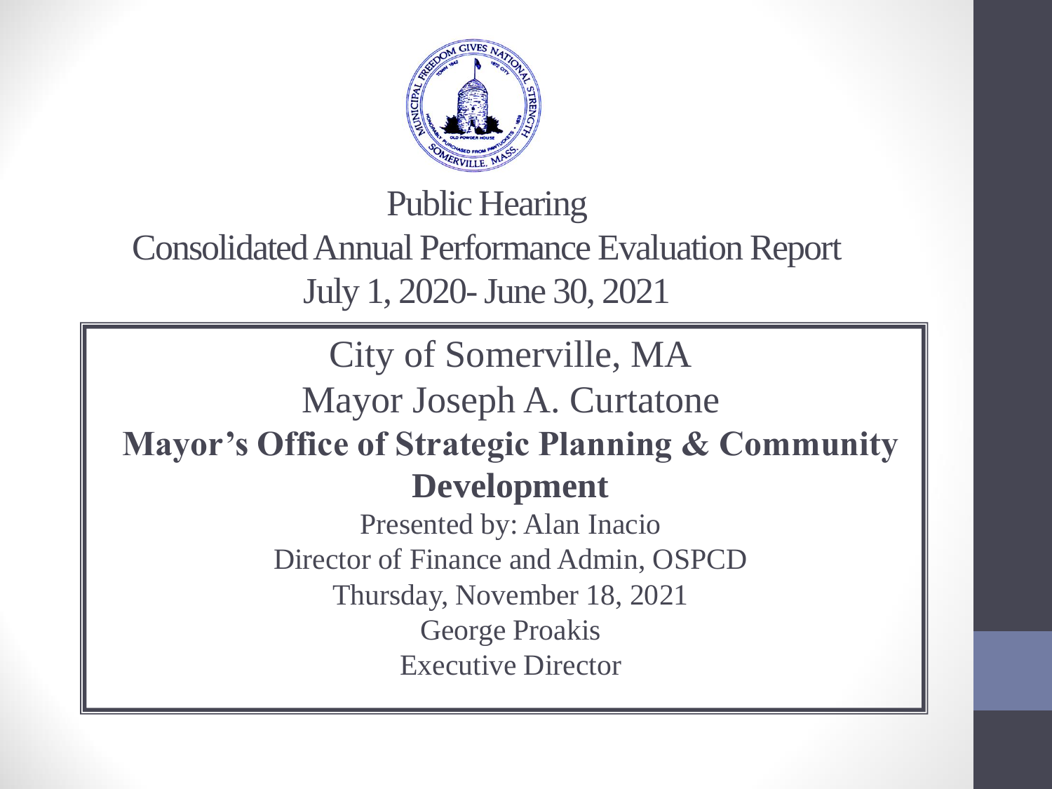# Public Hearing
## Consolidated Annual Performance Evaluation Report
## July 1, 2020- June 30, 2021

City of Somerville, MA

Mayor Joseph A. Curtatone

**Mayor's Office of Strategic Planning & Community Development**

Presented by: Alan Inacio

Director of Finance and Admin, OSPCD

Thursday, November 18, 2021

George Proakis

Executive Director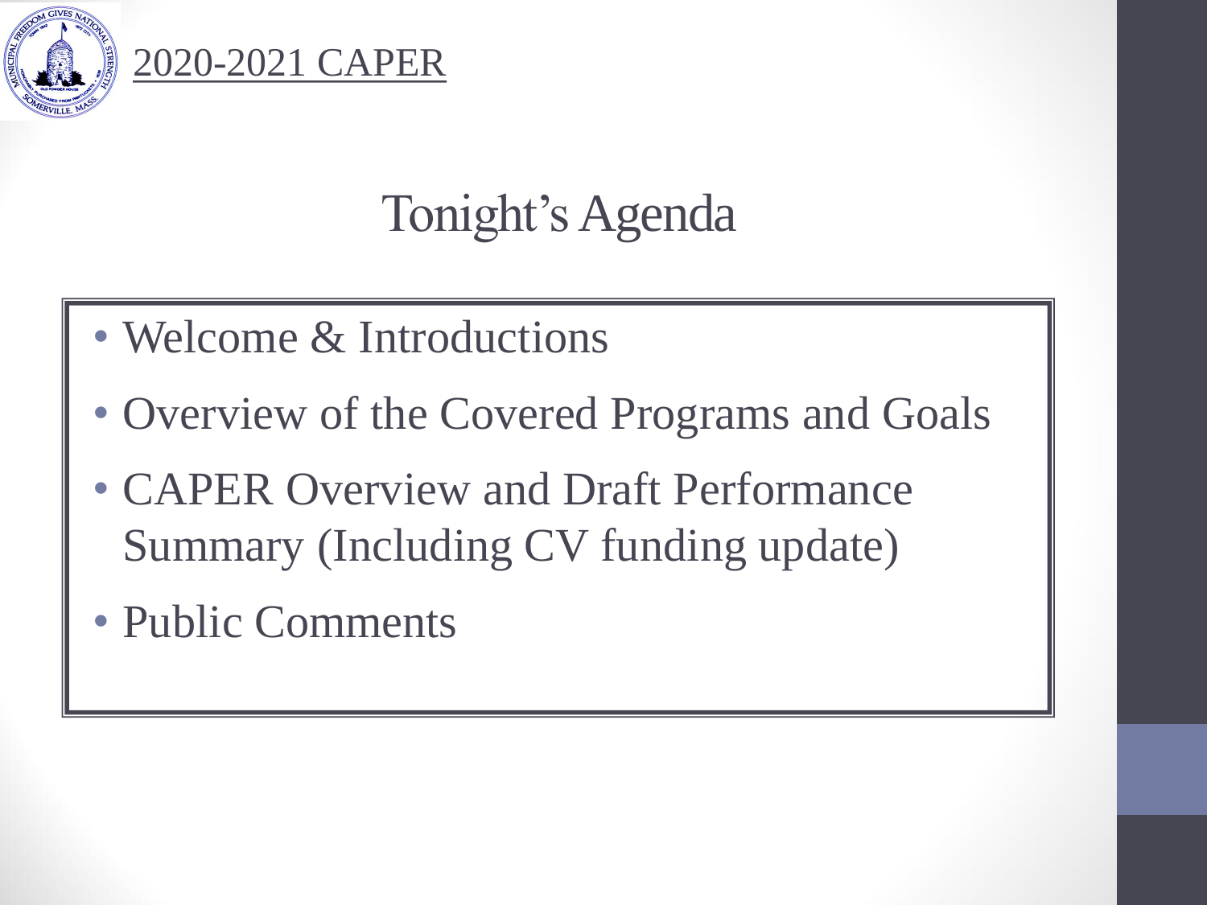2020-2021 CAPER

# Tonight's Agenda

- Welcome & Introductions
- Overview of the Covered Programs and Goals
- CAPER Overview and Draft Performance Summary (Including CV funding update)
- Public Comments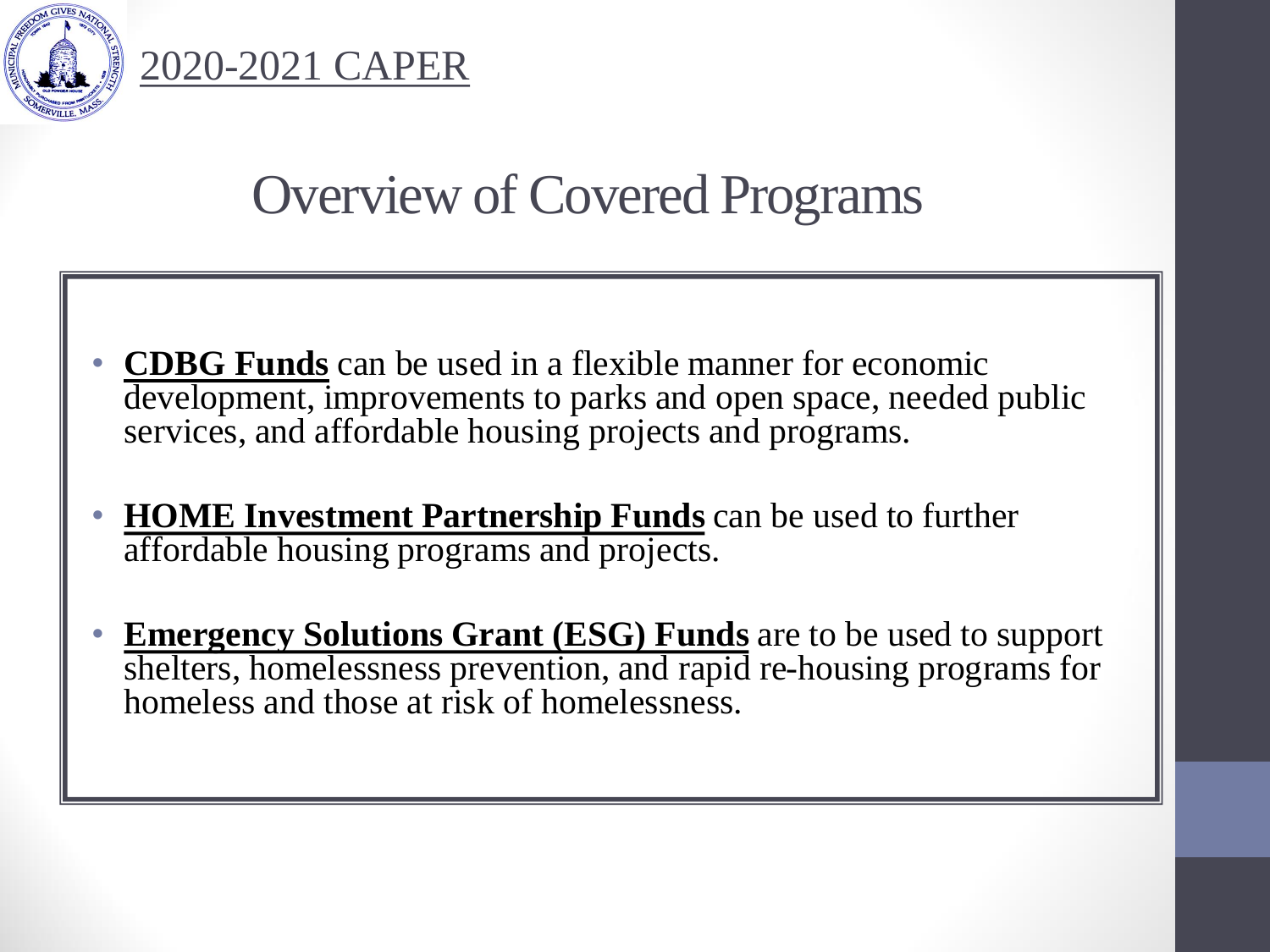2020-2021 CAPER

# Overview of Covered Programs

- **CDBG Funds** can be used in a flexible manner for economic development, improvements to parks and open space, needed public services, and affordable housing projects and programs.
- **HOME Investment Partnership Funds** can be used to further affordable housing programs and projects.
- **Emergency Solutions Grant (ESG) Funds** are to be used to support shelters, homelessness prevention, and rapid re-housing programs for homeless and those at risk of homelessness.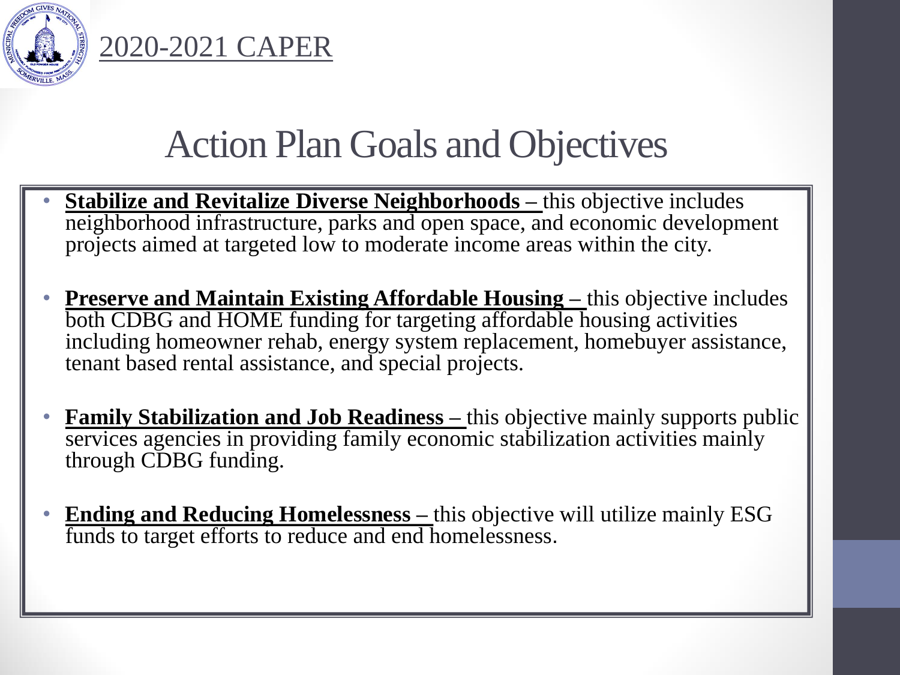2020-2021 CAPER

# Action Plan Goals and Objectives

- **Stabilize and Revitalize Diverse Neighborhoods –** this objective includes neighborhood infrastructure, parks and open space, and economic development projects aimed at targeted low to moderate income areas within the city.

- **Preserve and Maintain Existing Affordable Housing –** this objective includes both CDBG and HOME funding for targeting affordable housing activities including homeowner rehab, energy system replacement, homebuyer assistance, tenant based rental assistance, and special projects.

- **Family Stabilization and Job Readiness –** this objective mainly supports public services agencies in providing family economic stabilization activities mainly through CDBG funding.

- **Ending and Reducing Homelessness –** this objective will utilize mainly ESG funds to target efforts to reduce and end homelessness.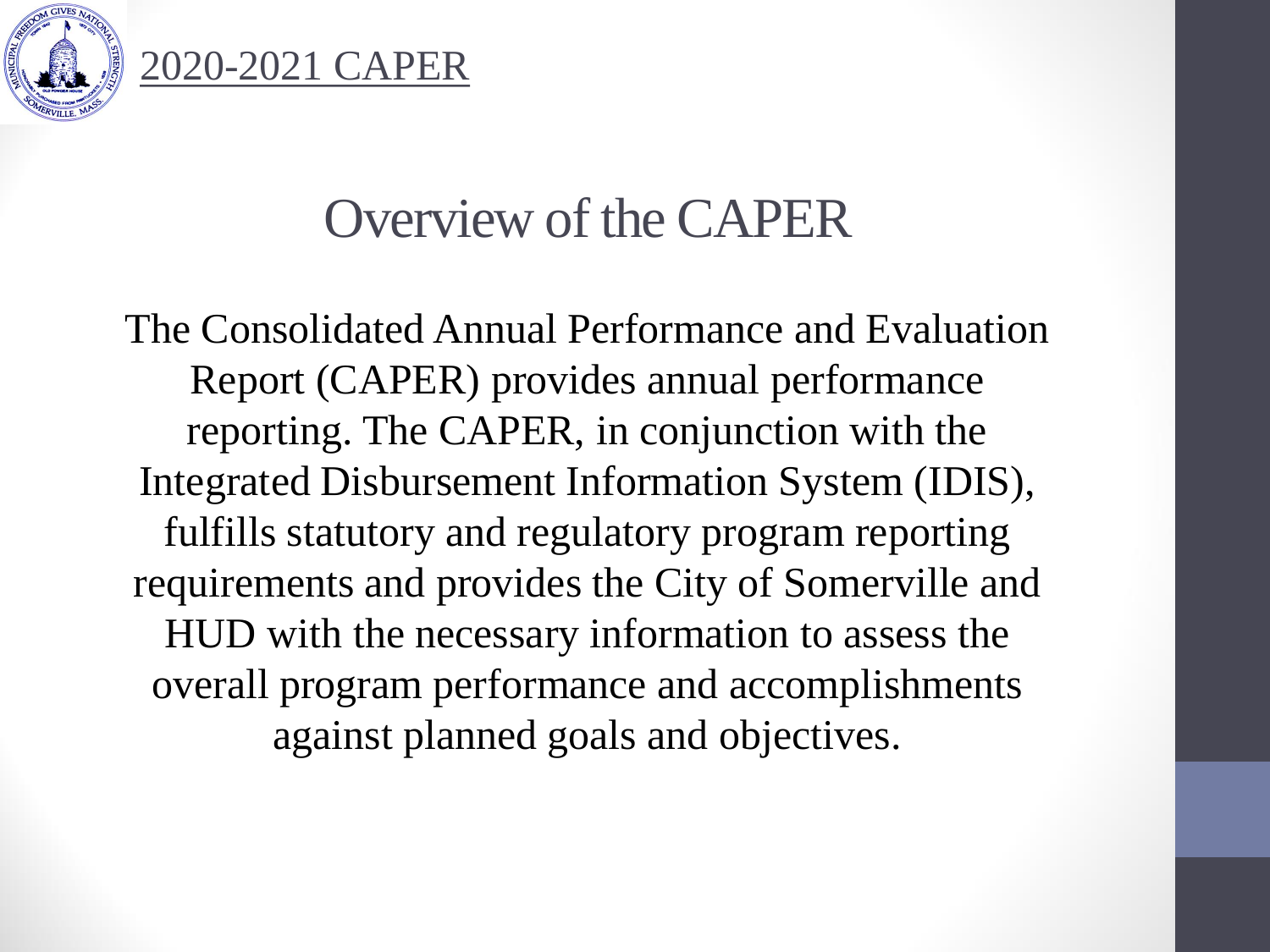# Overview of the CAPER

The Consolidated Annual Performance and Evaluation Report (CAPER) provides annual performance reporting. The CAPER, in conjunction with the Integrated Disbursement Information System (IDIS), fulfills statutory and regulatory program reporting requirements and provides the City of Somerville and HUD with the necessary information to assess the overall program performance and accomplishments against planned goals and objectives.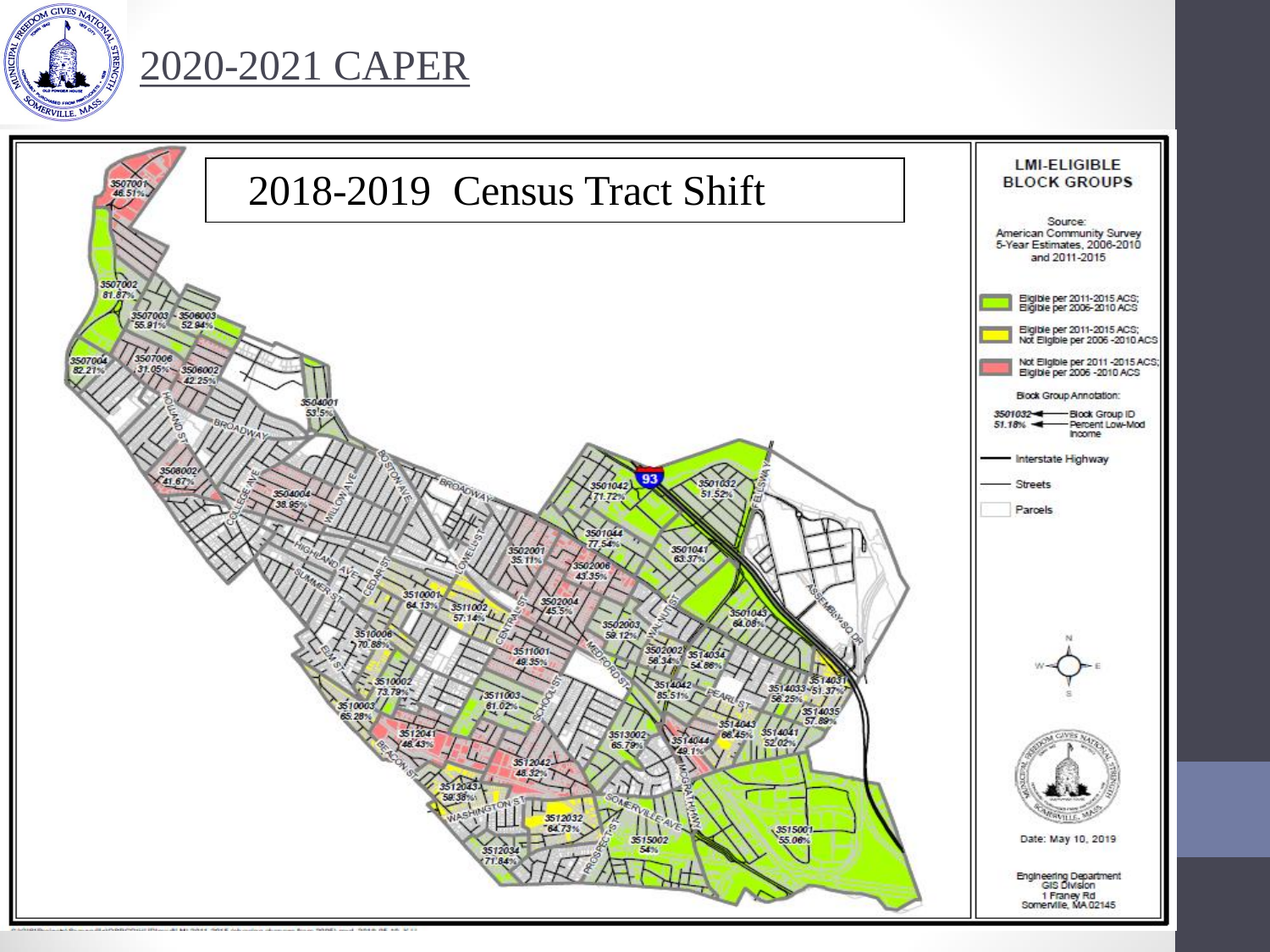# 2020-2021 CAPER

## 2018-2019 Census Tract Shift

**LMI-ELIGIBLE BLOCK GROUPS**

Source: American Community Survey 5-Year Estimates, 2006-2010 and 2011-2015

- Eligible per 2011-2015 ACS; Eligible per 2006-2010 ACS
- Eligible per 2011-2015 ACS; Not Eligible per 2006-2010 ACS
- Not Eligible per 2011-2015 ACS; Eligible per 2006-2010 ACS

Block Group Annotation:
3501032 — Block Group ID
51.18% — Percent Low-Mod Income

- Interstate Highway
- Streets
- Parcels

Date: May 10, 2019

Engineering Department
GIS Division
1 Franey Rd
Somerville, MA 02145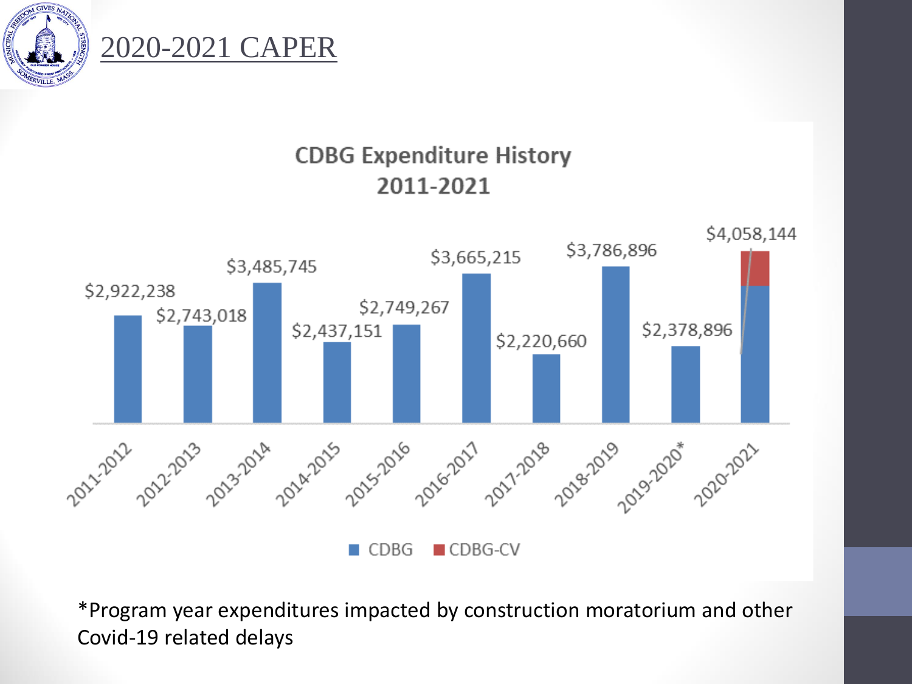# 2020-2021 CAPER

## CDBG Expenditure History 2011-2021

| Program Year | Expenditure |
| --- | --- |
| 2011-2012 | $2,922,238 |
| 2012-2013 | $2,743,018 |
| 2013-2014 | $3,485,745 |
| 2014-2015 | $2,437,151 |
| 2015-2016 | $2,749,267 |
| 2016-2017 | $3,665,215 |
| 2017-2018 | $2,220,660 |
| 2018-2019 | $3,786,896 |
| 2019-2020* | $2,378,896 |
| 2020-2021 | $4,058,144 |

CDBG ■ CDBG-CV

*Program year expenditures impacted by construction moratorium and other Covid-19 related delays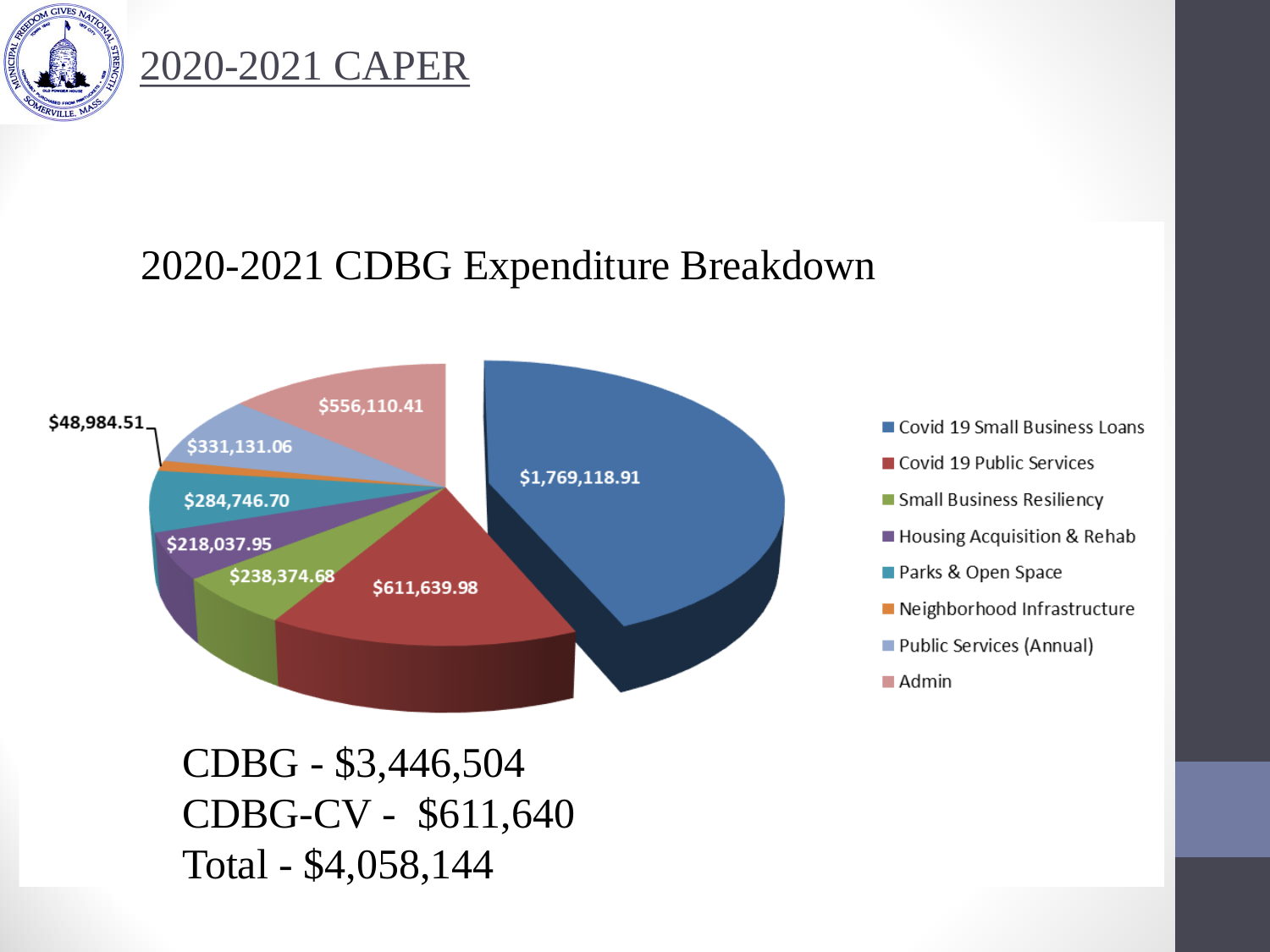# 2020-2021 CAPER

## 2020-2021 CDBG Expenditure Breakdown

| Category | Amount |
| --- | --- |
| Covid 19 Small Business Loans | $1,769,118.91 |
| Covid 19 Public Services | $611,639.98 |
| Small Business Resiliency | $238,374.68 |
| Housing Acquisition & Rehab | $218,037.95 |
| Parks & Open Space | $284,746.70 |
| Neighborhood Infrastructure | $48,984.51 |
| Public Services (Annual) | $331,131.06 |
| Admin | $556,110.41 |

CDBG - $3,446,504
CDBG-CV - $611,640
Total - $4,058,144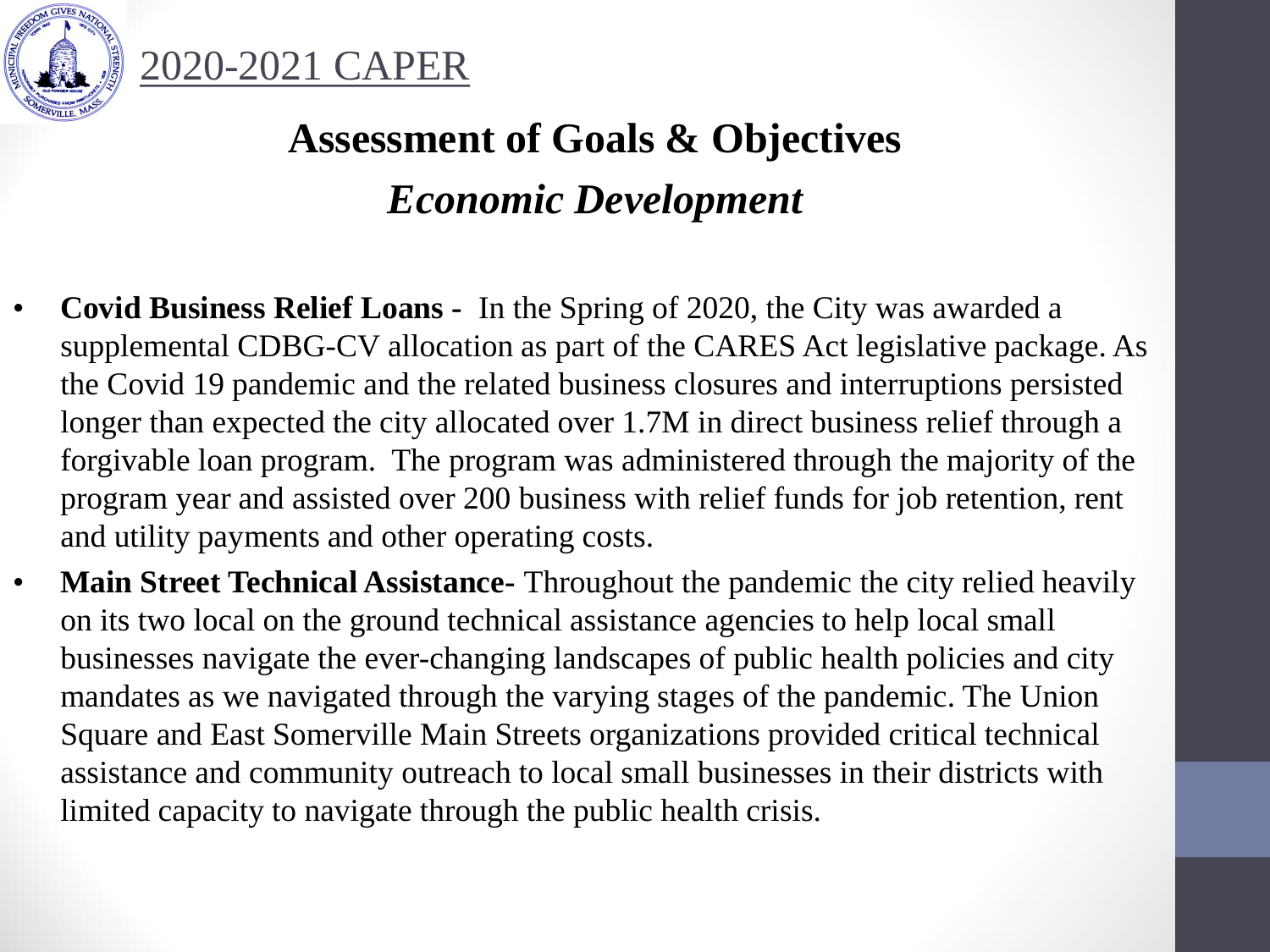2020-2021 CAPER

## Assessment of Goals & Objectives

## *Economic Development*

- **Covid Business Relief Loans -** In the Spring of 2020, the City was awarded a supplemental CDBG-CV allocation as part of the CARES Act legislative package. As the Covid 19 pandemic and the related business closures and interruptions persisted longer than expected the city allocated over 1.7M in direct business relief through a forgivable loan program. The program was administered through the majority of the program year and assisted over 200 business with relief funds for job retention, rent and utility payments and other operating costs.
- **Main Street Technical Assistance-** Throughout the pandemic the city relied heavily on its two local on the ground technical assistance agencies to help local small businesses navigate the ever-changing landscapes of public health policies and city mandates as we navigated through the varying stages of the pandemic. The Union Square and East Somerville Main Streets organizations provided critical technical assistance and community outreach to local small businesses in their districts with limited capacity to navigate through the public health crisis.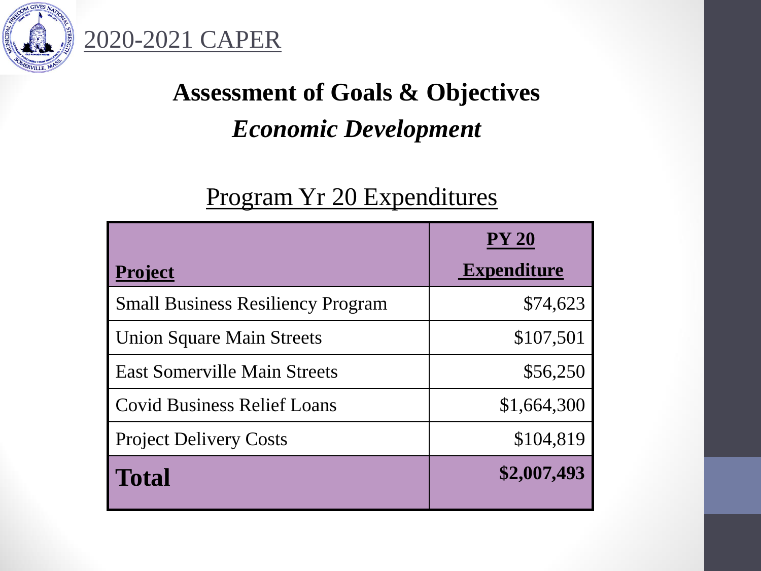2020-2021 CAPER

# Assessment of Goals & Objectives

## *Economic Development*

### Program Yr 20 Expenditures

| **Project** | **PY 20 Expenditure** |
|---|---|
| Small Business Resiliency Program | $74,623 |
| Union Square Main Streets | $107,501 |
| East Somerville Main Streets | $56,250 |
| Covid Business Relief Loans | $1,664,300 |
| Project Delivery Costs | $104,819 |
| **Total** | **$2,007,493** |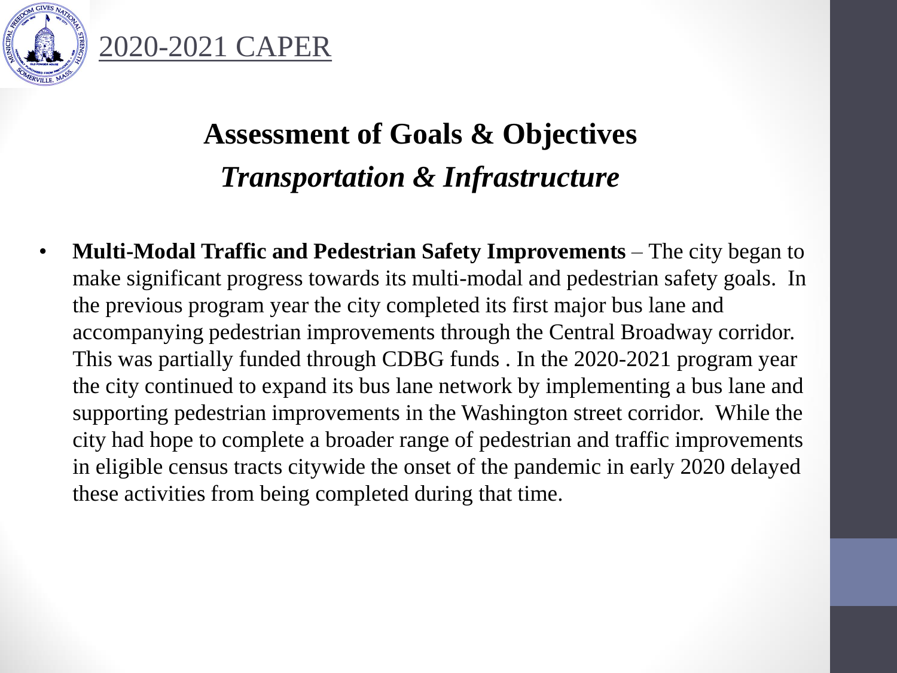2020-2021 CAPER

## Assessment of Goals & Objectives

### *Transportation & Infrastructure*

- **Multi-Modal Traffic and Pedestrian Safety Improvements** – The city began to make significant progress towards its multi-modal and pedestrian safety goals. In the previous program year the city completed its first major bus lane and accompanying pedestrian improvements through the Central Broadway corridor. This was partially funded through CDBG funds . In the 2020-2021 program year the city continued to expand its bus lane network by implementing a bus lane and supporting pedestrian improvements in the Washington street corridor. While the city had hope to complete a broader range of pedestrian and traffic improvements in eligible census tracts citywide the onset of the pandemic in early 2020 delayed these activities from being completed during that time.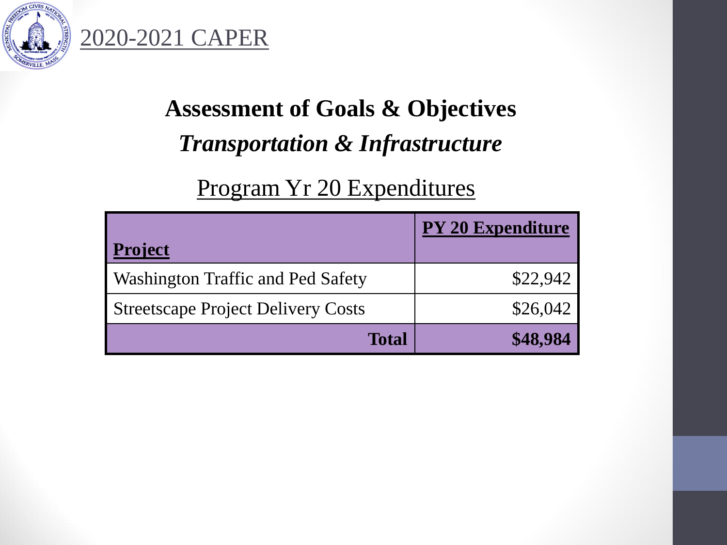2020-2021 CAPER

## Assessment of Goals & Objectives

### *Transportation & Infrastructure*

Program Yr 20 Expenditures

| **Project** | **PY 20 Expenditure** |
|---|---|
| Washington Traffic and Ped Safety | $22,942 |
| Streetscape Project Delivery Costs | $26,042 |
| **Total** | **$48,984** |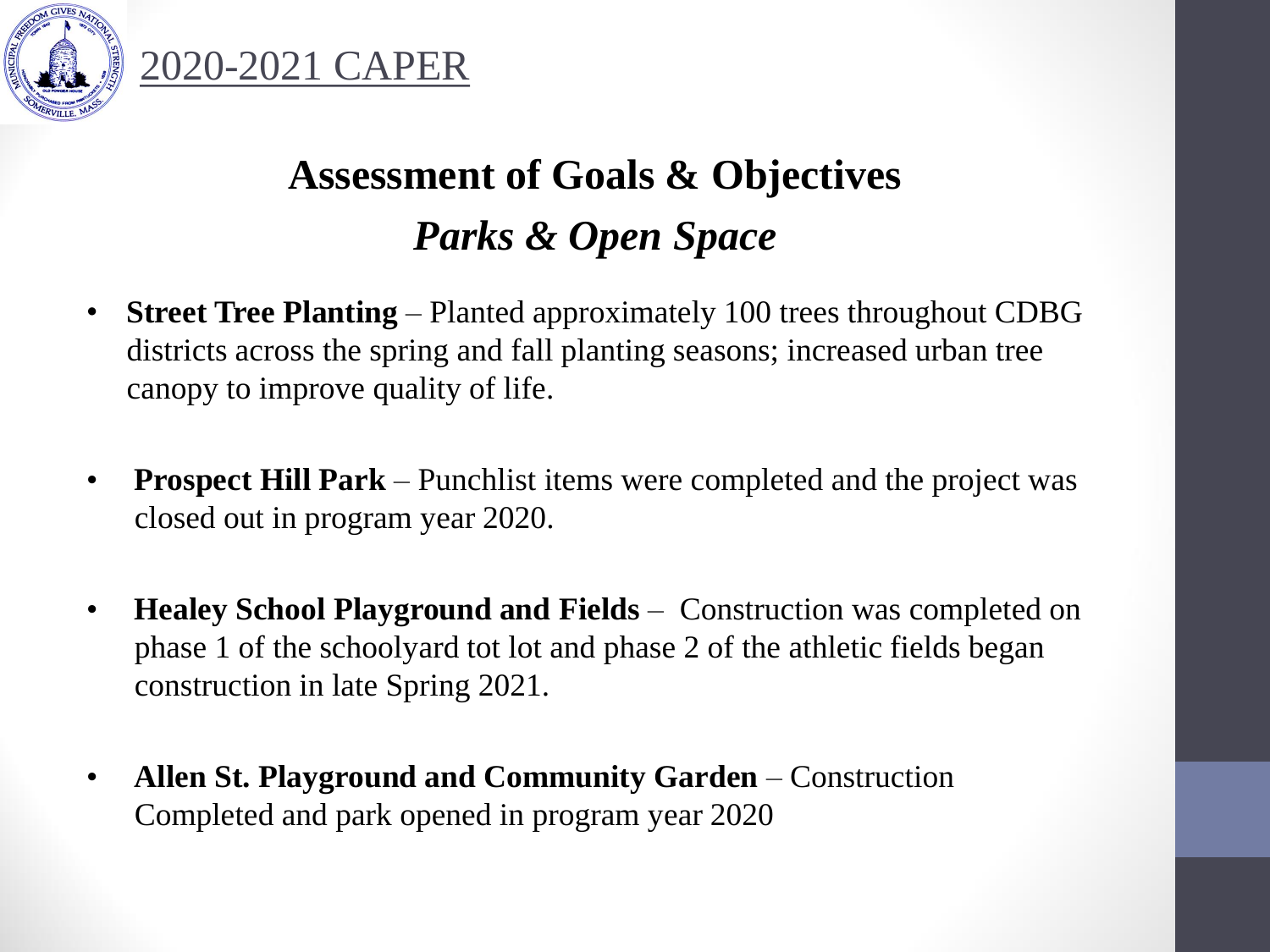2020-2021 CAPER

# Assessment of Goals & Objectives

## *Parks & Open Space*

- **Street Tree Planting** – Planted approximately 100 trees throughout CDBG districts across the spring and fall planting seasons; increased urban tree canopy to improve quality of life.
- **Prospect Hill Park** – Punchlist items were completed and the project was closed out in program year 2020.
- **Healey School Playground and Fields** – Construction was completed on phase 1 of the schoolyard tot lot and phase 2 of the athletic fields began construction in late Spring 2021.
- **Allen St. Playground and Community Garden** – Construction Completed and park opened in program year 2020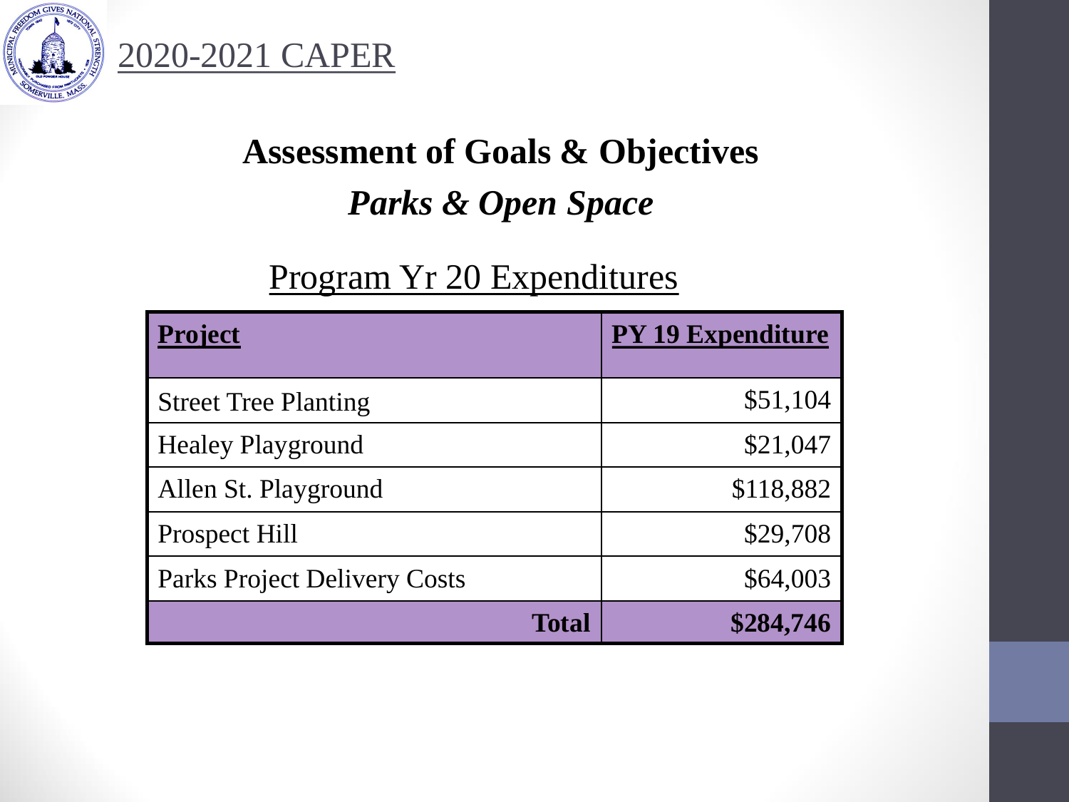2020-2021 CAPER

## Assessment of Goals & Objectives

### *Parks & Open Space*

Program Yr 20 Expenditures

| **Project** | **PY 19 Expenditure** |
|---|---|
| Street Tree Planting | $51,104 |
| Healey Playground | $21,047 |
| Allen St. Playground | $118,882 |
| Prospect Hill | $29,708 |
| Parks Project Delivery Costs | $64,003 |
| **Total** | **$284,746** |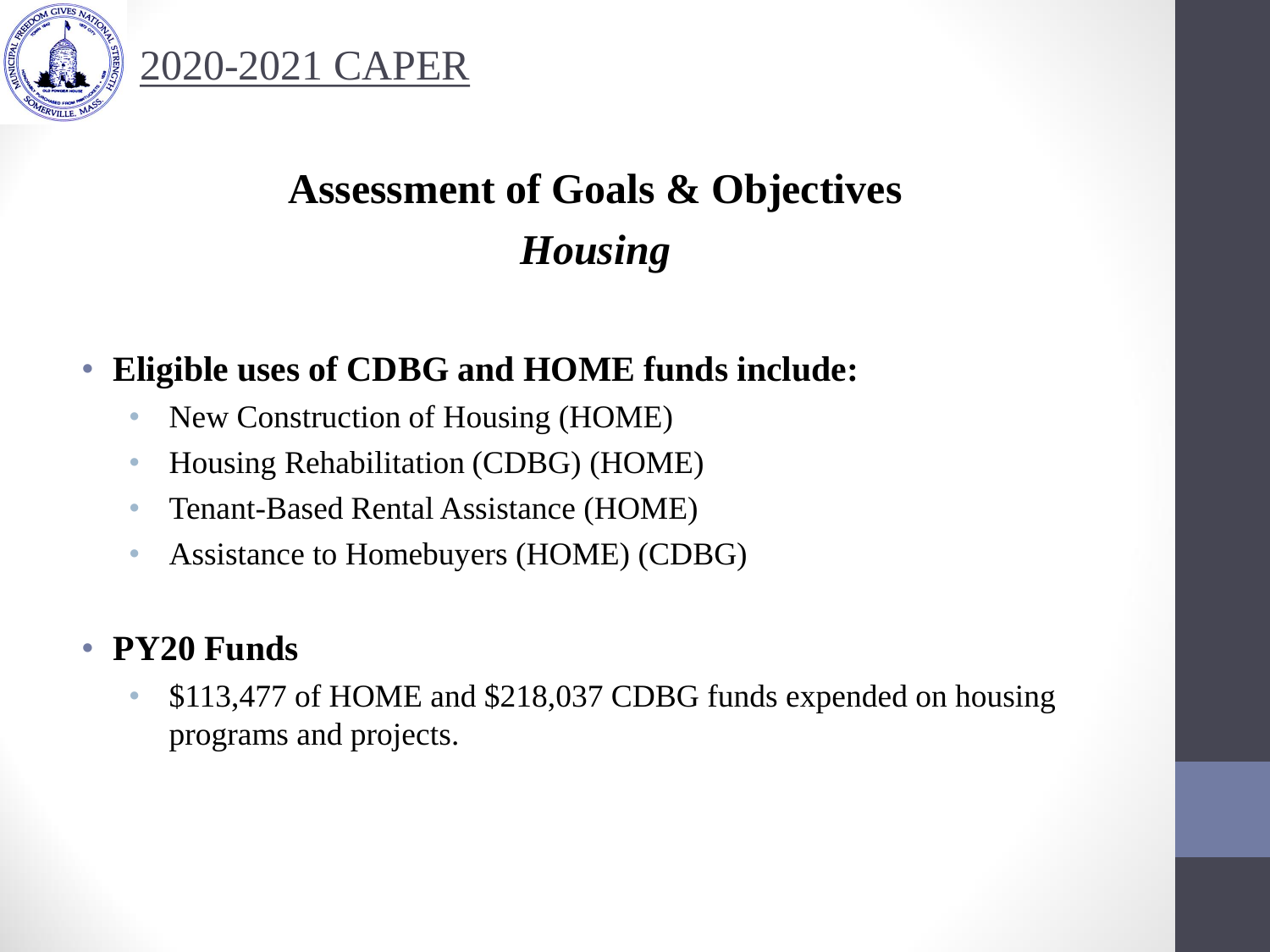2020-2021 CAPER

# Assessment of Goals & Objectives

## *Housing*

- **Eligible uses of CDBG and HOME funds include:**
  - New Construction of Housing (HOME)
  - Housing Rehabilitation (CDBG) (HOME)
  - Tenant-Based Rental Assistance (HOME)
  - Assistance to Homebuyers (HOME) (CDBG)
- **PY20 Funds**
  - $113,477 of HOME and $218,037 CDBG funds expended on housing programs and projects.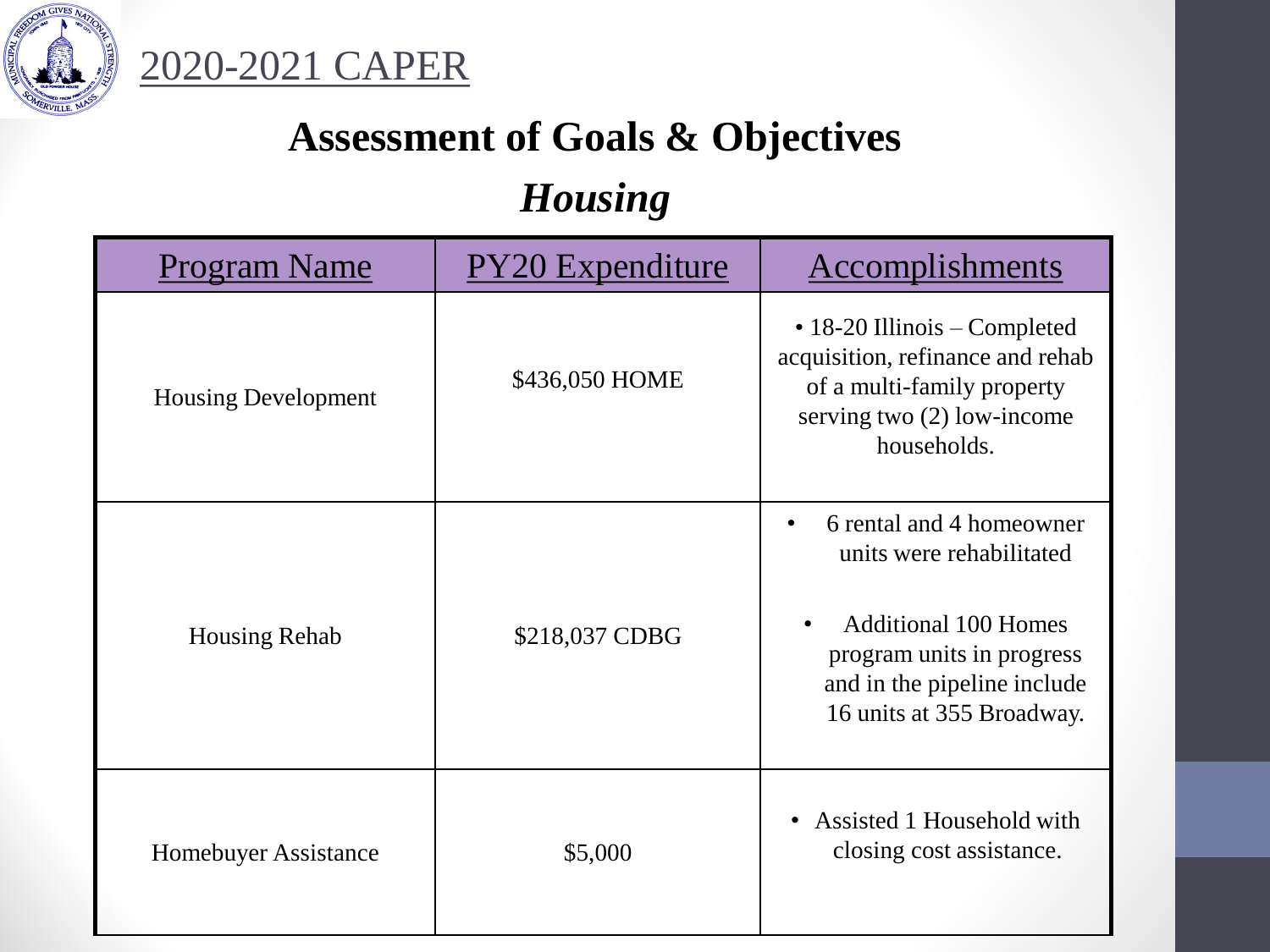# 2020-2021 CAPER

## Assessment of Goals & Objectives

### *Housing*

| Program Name | PY20 Expenditure | Accomplishments |
|---|---|---|
| Housing Development | $436,050 HOME | • 18-20 Illinois – Completed acquisition, refinance and rehab of a multi-family property serving two (2) low-income households. |
| Housing Rehab | $218,037 CDBG | • 6 rental and 4 homeowner units were rehabilitated<br>• Additional 100 Homes program units in progress and in the pipeline include 16 units at 355 Broadway. |
| Homebuyer Assistance | $5,000 | • Assisted 1 Household with closing cost assistance. |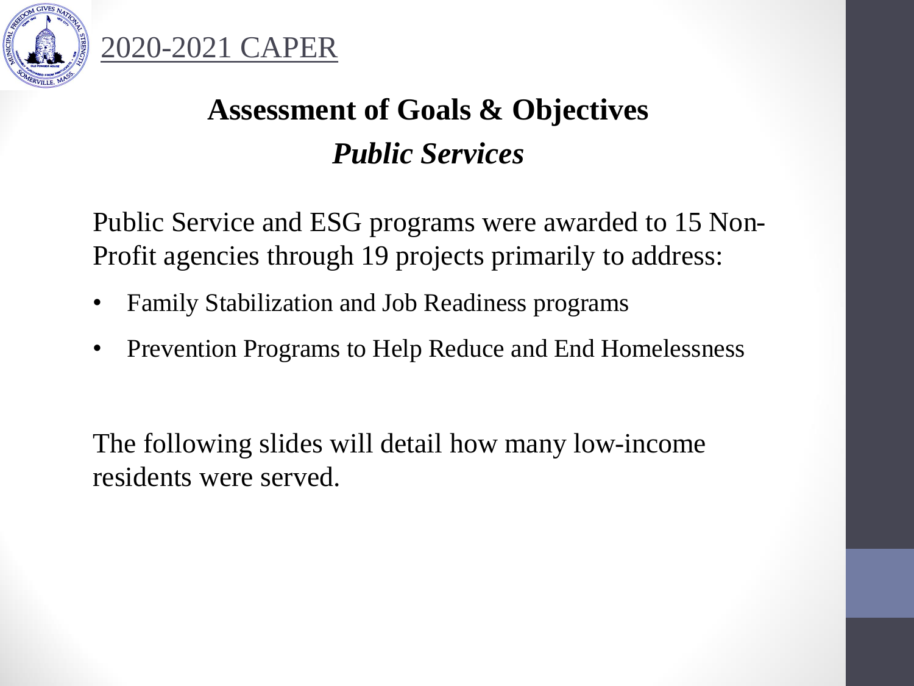2020-2021 CAPER

# Assessment of Goals & Objectives

## *Public Services*

Public Service and ESG programs were awarded to 15 Non-Profit agencies through 19 projects primarily to address:

- Family Stabilization and Job Readiness programs
- Prevention Programs to Help Reduce and End Homelessness

The following slides will detail how many low-income residents were served.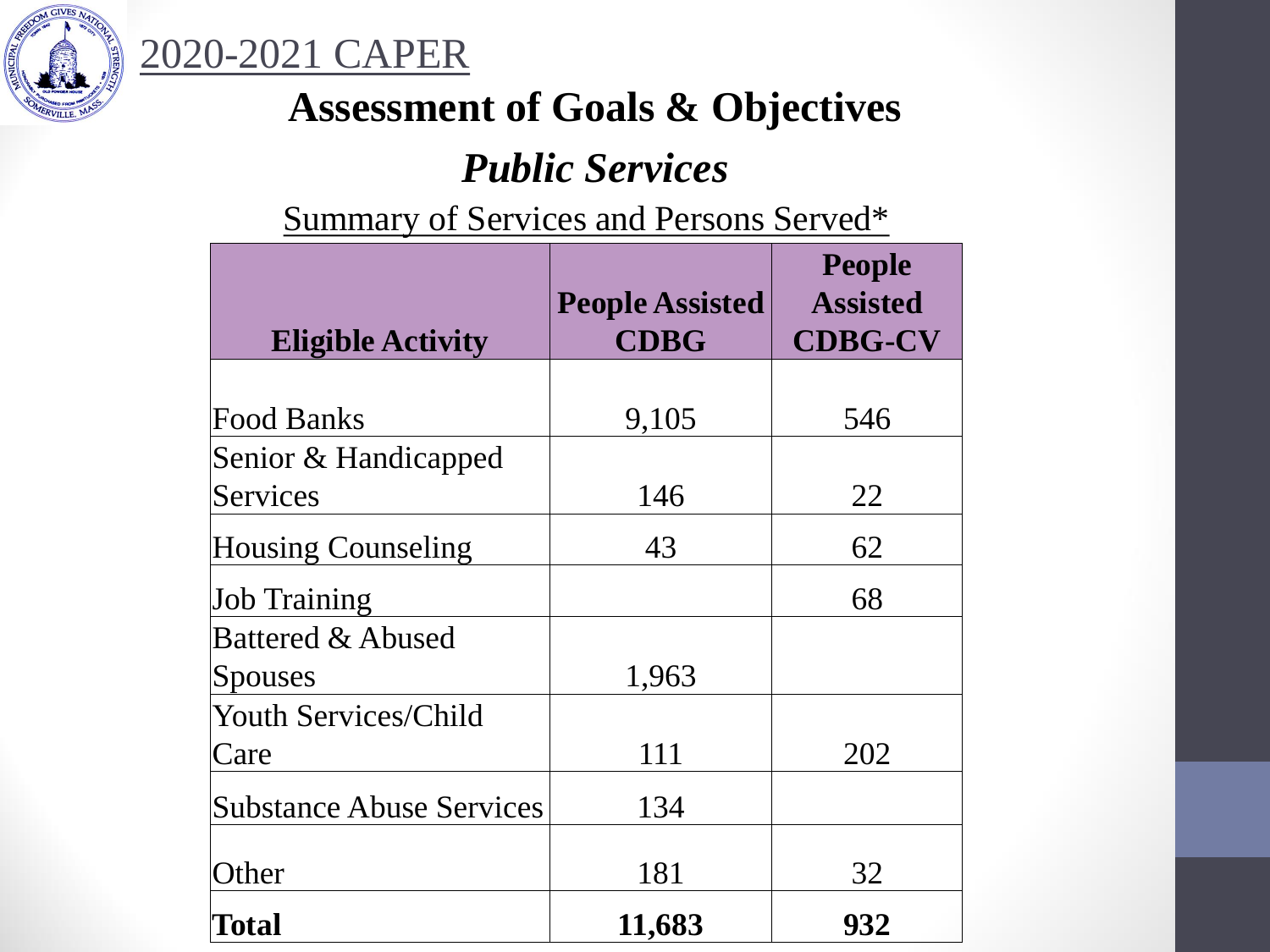2020-2021 CAPER

# Assessment of Goals & Objectives

## *Public Services*

Summary of Services and Persons Served*

| Eligible Activity | People Assisted CDBG | People Assisted CDBG-CV |
|---|---|---|
| Food Banks | 9,105 | 546 |
| Senior & Handicapped Services | 146 | 22 |
| Housing Counseling | 43 | 62 |
| Job Training | | 68 |
| Battered & Abused Spouses | 1,963 | |
| Youth Services/Child Care | 111 | 202 |
| Substance Abuse Services | 134 | |
| Other | 181 | 32 |
| **Total** | **11,683** | **932** |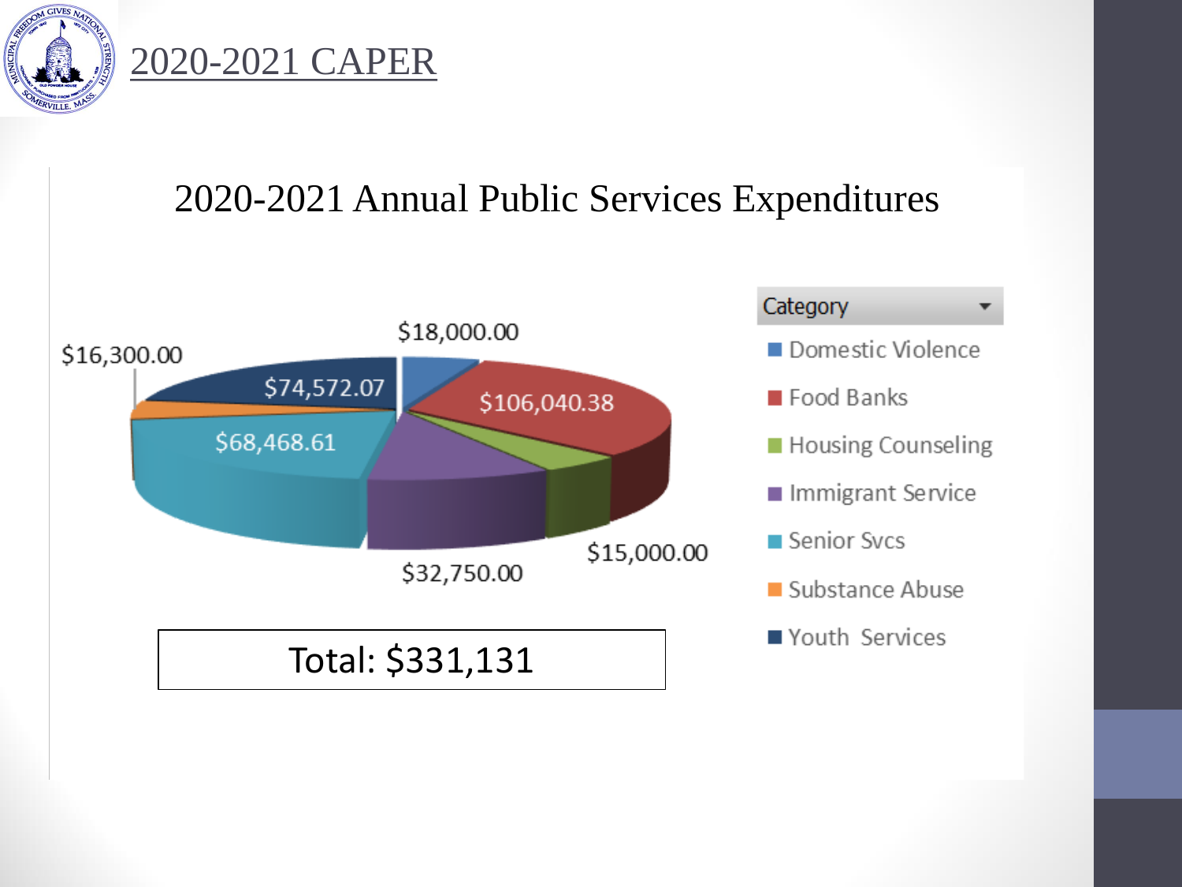# 2020-2021 CAPER

## 2020-2021 Annual Public Services Expenditures

| Category | Amount |
|---|---|
| Domestic Violence | $18,000.00 |
| Food Banks | $106,040.38 |
| Housing Counseling | $15,000.00 |
| Immigrant Service | $32,750.00 |
| Senior Svcs | $68,468.61 |
| Substance Abuse | $16,300.00 |
| Youth Services | $74,572.07 |

Total: $331,131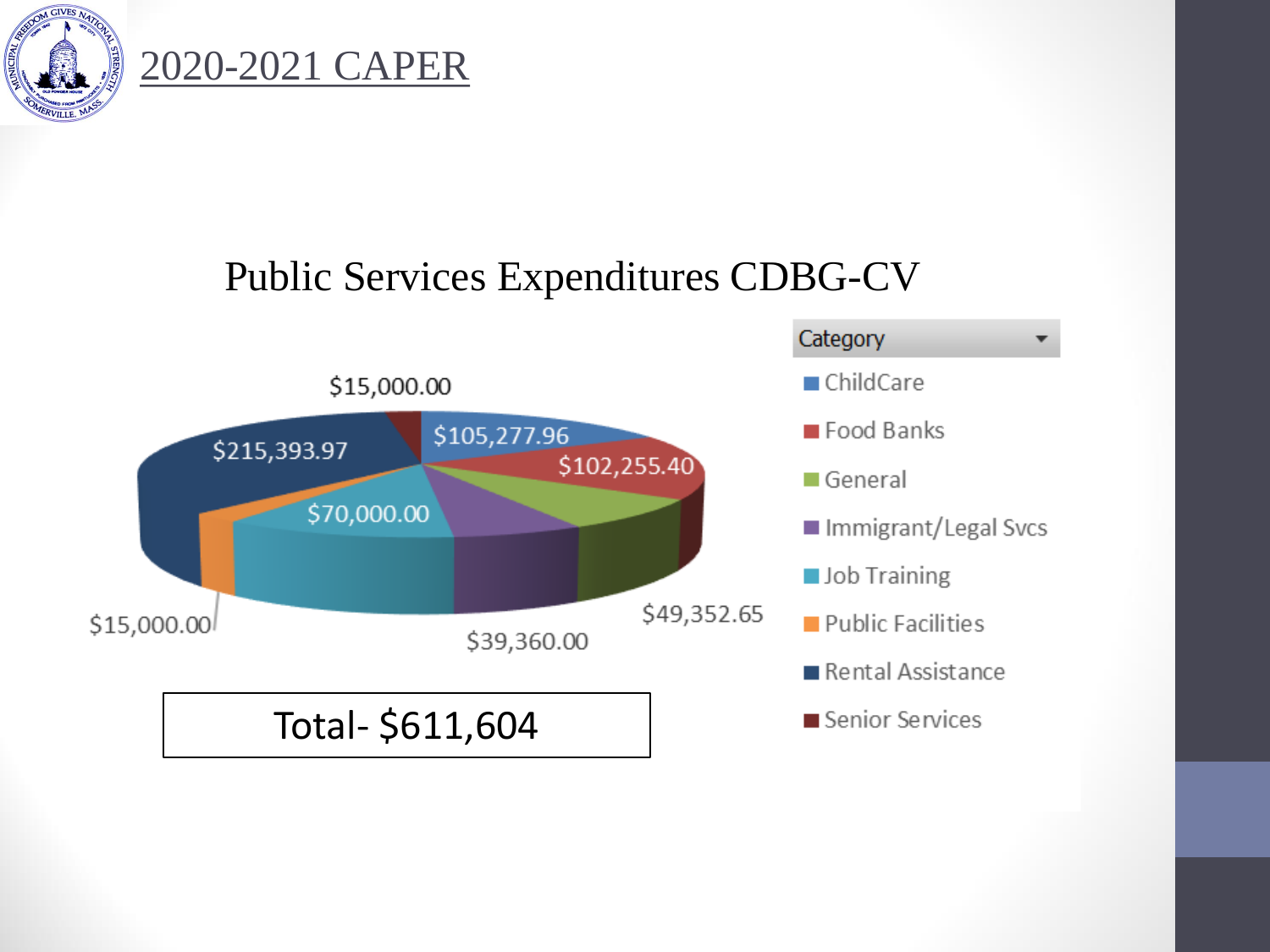# 2020-2021 CAPER

## Public Services Expenditures CDBG-CV

| Category | Amount |
|---|---|
| ChildCare | $105,277.96 |
| Food Banks | $102,255.40 |
| General | $49,352.65 |
| Immigrant/Legal Svcs | $39,360.00 |
| Job Training | $70,000.00 |
| Public Facilities | $15,000.00 |
| Rental Assistance | $215,393.97 |
| Senior Services | $15,000.00 |

Total- $611,604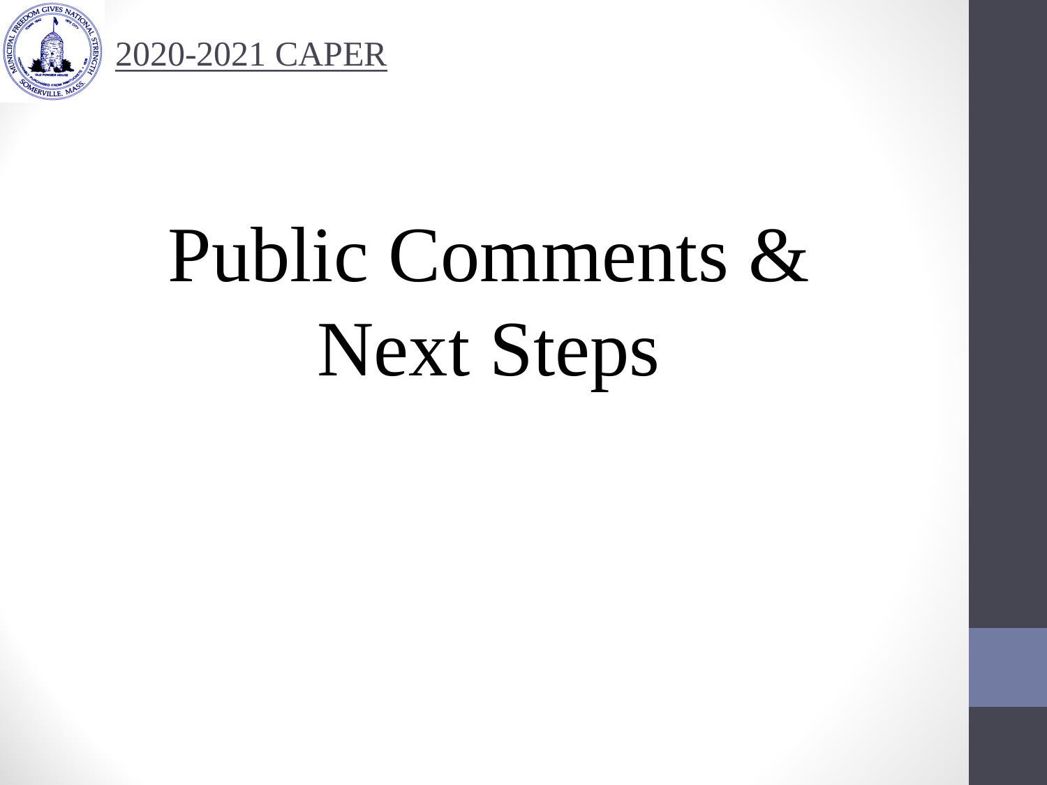2020-2021 CAPER

# Public Comments & Next Steps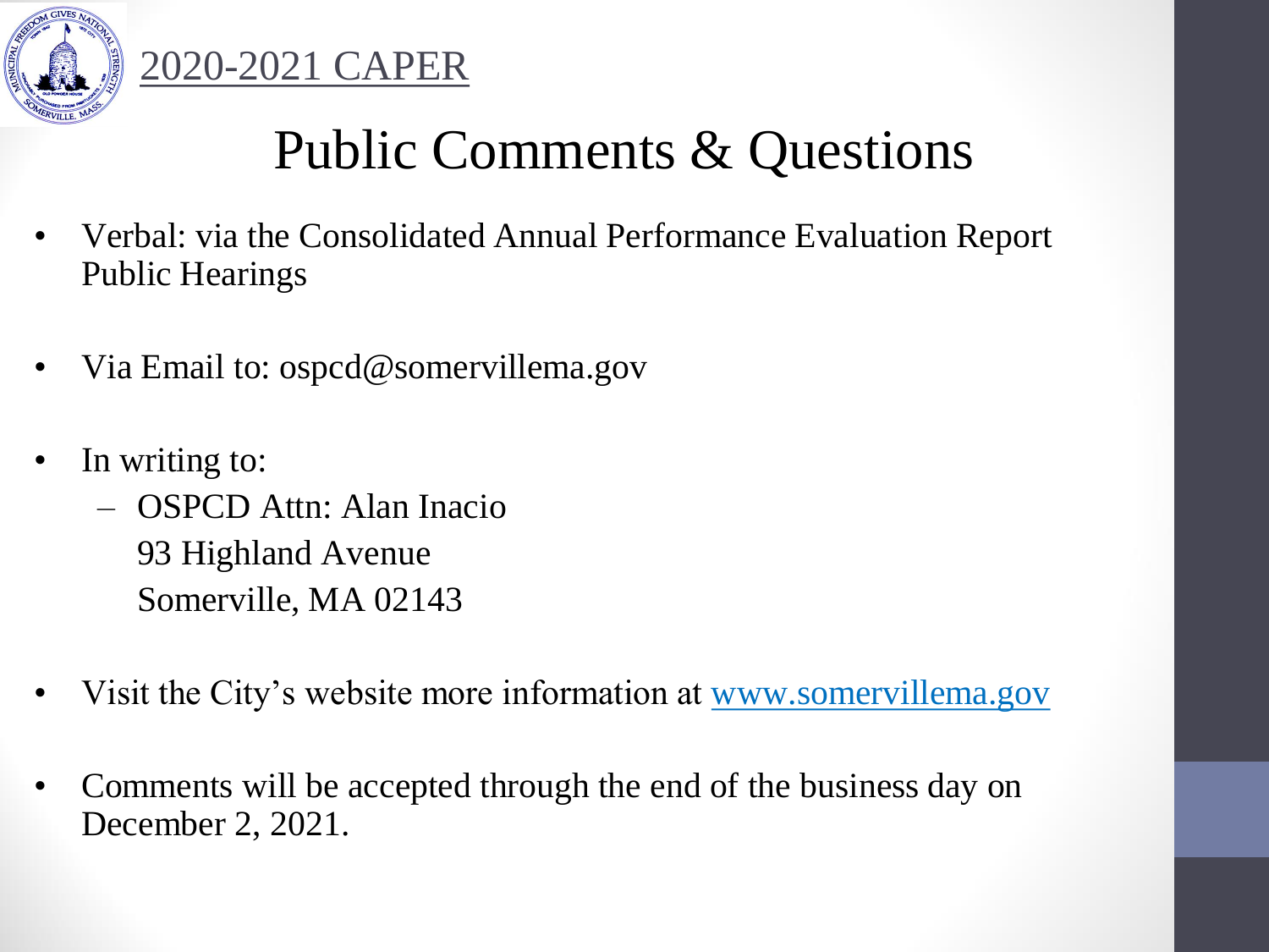2020-2021 CAPER

# Public Comments & Questions

- Verbal: via the Consolidated Annual Performance Evaluation Report Public Hearings
- Via Email to: ospcd@somervillema.gov
- In writing to:
  - OSPCD Attn: Alan Inacio
    93 Highland Avenue
    Somerville, MA 02143
- Visit the City's website more information at www.somervillema.gov
- Comments will be accepted through the end of the business day on December 2, 2021.